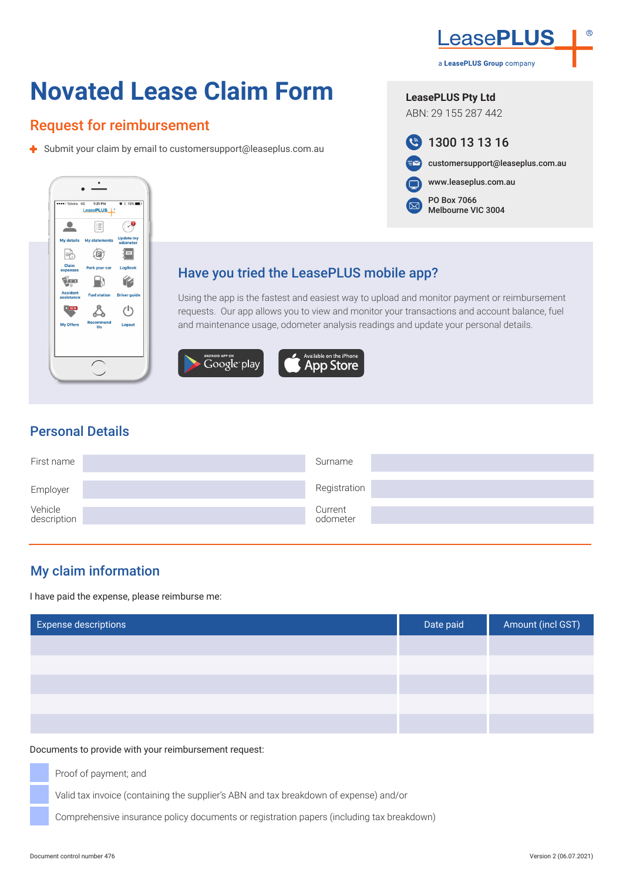LeasePLUS

a LeasePLUS Group company

# Novated Lease Claim Form

## Request for reimbursement

- Submit your claim by email to customersupport@leaseplus.com.au

**LeasePLUS Pty Ltd**
ABN: 29 155 287 442

1300 13 13 16
customersupport@leaseplus.com.au
www.leaseplus.com.au
PO Box 7066
Melbourne VIC 3004

### Have you tried the LeasePLUS mobile app?

Using the app is the fastest and easiest way to upload and monitor payment or reimbursement requests. Our app allows you to view and monitor your transactions and account balance, fuel and maintenance usage, odometer analysis readings and update your personal details.

## Personal Details

| | | | |
|---|---|---|---|
| First name | | Surname | |
| Employer | | Registration | |
| Vehicle description | | Current odometer | |

## My claim information

I have paid the expense, please reimburse me:

| Expense descriptions | Date paid | Amount (incl GST) |
|---|---|---|
| | | |
| | | |
| | | |
| | | |
| | | |

Documents to provide with your reimbursement request:

- [ ] Proof of payment; and
- [ ] Valid tax invoice (containing the supplier's ABN and tax breakdown of expense) and/or
- [ ] Comprehensive insurance policy documents or registration papers (including tax breakdown)

Document control number 476

Version 2 (06.07.2021)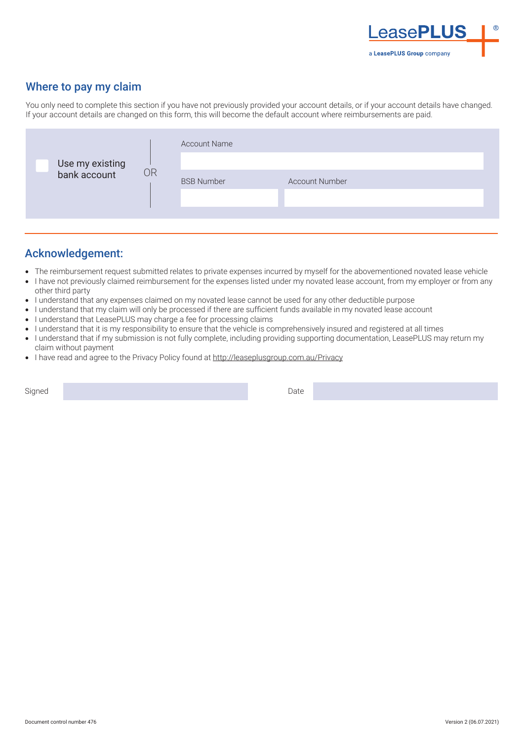LeasePLUS®

a LeasePLUS Group company

## Where to pay my claim

You only need to complete this section if you have not previously provided your account details, or if your account details have changed. If your account details are changed on this form, this will become the default account where reimbursements are paid.

| | | | |
|---|---|---|---|
| ☐ Use my existing bank account | OR | Account Name | |
| | | BSB Number | Account Number |

## Acknowledgement:

- The reimbursement request submitted relates to private expenses incurred by myself for the abovementioned novated lease vehicle
- I have not previously claimed reimbursement for the expenses listed under my novated lease account, from my employer or from any other third party
- I understand that any expenses claimed on my novated lease cannot be used for any other deductible purpose
- I understand that my claim will only be processed if there are sufficient funds available in my novated lease account
- I understand that LeasePLUS may charge a fee for processing claims
- I understand that it is my responsibility to ensure that the vehicle is comprehensively insured and registered at all times
- I understand that if my submission is not fully complete, including providing supporting documentation, LeasePLUS may return my claim without payment
- I have read and agree to the Privacy Policy found at http://leaseplusgroup.com.au/Privacy

Signed ______________________ Date ______________________

Document control number 476

Version 2 (06.07.2021)